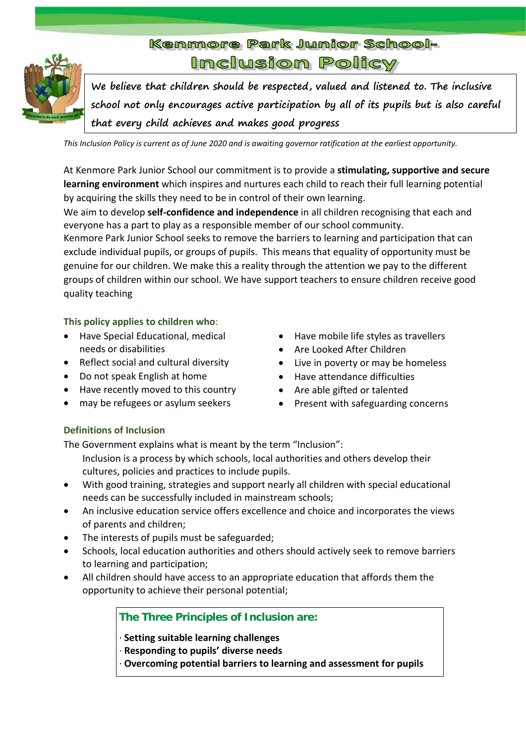# Kenmore Park Junior School- Inclusion Policy

**We believe that children should be respected, valued and listened to. The inclusive school not only encourages active participation by all of its pupils but is also careful that every child achieves and makes good progress**

*This Inclusion Policy is current as of June 2020 and is awaiting governor ratification at the earliest opportunity.*

At Kenmore Park Junior School our commitment is to provide a **stimulating, supportive and secure learning environment** which inspires and nurtures each child to reach their full learning potential by acquiring the skills they need to be in control of their own learning.

We aim to develop **self-confidence and independence** in all children recognising that each and everyone has a part to play as a responsible member of our school community.

Kenmore Park Junior School seeks to remove the barriers to learning and participation that can exclude individual pupils, or groups of pupils. This means that equality of opportunity must be genuine for our children. We make this a reality through the attention we pay to the different groups of children within our school. We have support teachers to ensure children receive good quality teaching

### This policy applies to children who:

- Have Special Educational, medical needs or disabilities
- Reflect social and cultural diversity
- Do not speak English at home
- Have recently moved to this country
- may be refugees or asylum seekers
- Have mobile life styles as travellers
- Are Looked After Children
- Live in poverty or may be homeless
- Have attendance difficulties
- Are able gifted or talented
- Present with safeguarding concerns

### Definitions of Inclusion

The Government explains what is meant by the term "Inclusion":

Inclusion is a process by which schools, local authorities and others develop their cultures, policies and practices to include pupils.

- With good training, strategies and support nearly all children with special educational needs can be successfully included in mainstream schools;
- An inclusive education service offers excellence and choice and incorporates the views of parents and children;
- The interests of pupils must be safeguarded;
- Schools, local education authorities and others should actively seek to remove barriers to learning and participation;
- All children should have access to an appropriate education that affords them the opportunity to achieve their personal potential;

### The Three Principles of Inclusion are:

· **Setting suitable learning challenges**
· **Responding to pupils' diverse needs**
· **Overcoming potential barriers to learning and assessment for pupils**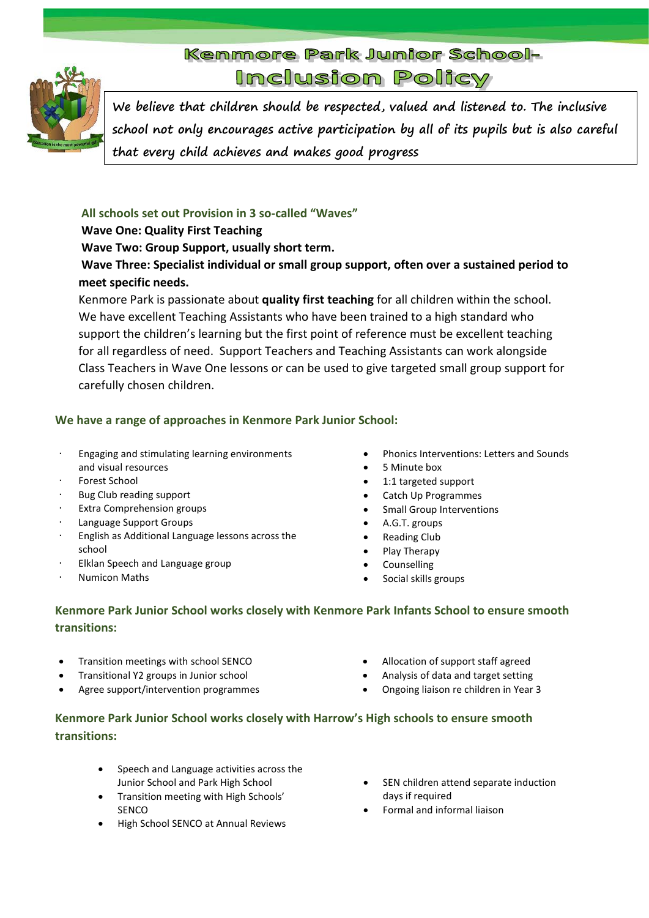# Kenmore Park Junior School- Inclusion Policy

*We believe that children should be respected, valued and listened to. The inclusive school not only encourages active participation by all of its pupils but is also careful that every child achieves and makes good progress*

### All schools set out Provision in 3 so-called "Waves"

**Wave One: Quality First Teaching**

**Wave Two: Group Support, usually short term.**

**Wave Three: Specialist individual or small group support, often over a sustained period to meet specific needs.**

Kenmore Park is passionate about **quality first teaching** for all children within the school. We have excellent Teaching Assistants who have been trained to a high standard who support the children's learning but the first point of reference must be excellent teaching for all regardless of need. Support Teachers and Teaching Assistants can work alongside Class Teachers in Wave One lessons or can be used to give targeted small group support for carefully chosen children.

### We have a range of approaches in Kenmore Park Junior School:

- Engaging and stimulating learning environments and visual resources
- Forest School
- Bug Club reading support
- Extra Comprehension groups
- Language Support Groups
- English as Additional Language lessons across the school
- Elklan Speech and Language group
- Numicon Maths
- Phonics Interventions: Letters and Sounds
- 5 Minute box
- 1:1 targeted support
- Catch Up Programmes
- Small Group Interventions
- A.G.T. groups
- Reading Club
- Play Therapy
- Counselling
- Social skills groups

### Kenmore Park Junior School works closely with Kenmore Park Infants School to ensure smooth transitions:

- Transition meetings with school SENCO
- Transitional Y2 groups in Junior school
- Agree support/intervention programmes
- Allocation of support staff agreed
- Analysis of data and target setting
- Ongoing liaison re children in Year 3

### Kenmore Park Junior School works closely with Harrow's High schools to ensure smooth transitions:

- Speech and Language activities across the Junior School and Park High School
- Transition meeting with High Schools' SENCO
- High School SENCO at Annual Reviews
- SEN children attend separate induction days if required
- Formal and informal liaison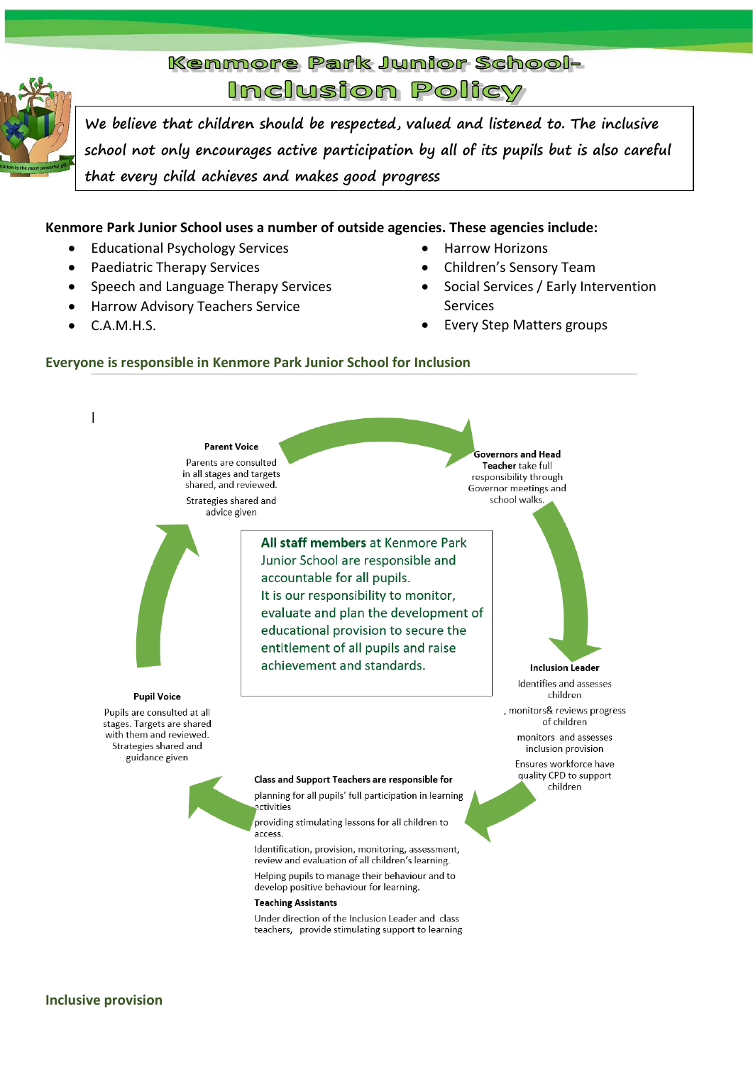# Kenmore Park Junior School- Inclusion Policy

*We believe that children should be respected, valued and listened to. The inclusive school not only encourages active participation by all of its pupils but is also careful that every child achieves and makes good progress*

**Kenmore Park Junior School uses a number of outside agencies. These agencies include:**

- Educational Psychology Services
- Paediatric Therapy Services
- Speech and Language Therapy Services
- Harrow Advisory Teachers Service
- C.A.M.H.S.
- Harrow Horizons
- Children's Sensory Team
- Social Services / Early Intervention Services
- Every Step Matters groups

## Everyone is responsible in Kenmore Park Junior School for Inclusion

**Parent Voice**

Parents are consulted in all stages and targets shared, and reviewed.

Strategies shared and advice given

**Governors and Head Teacher** take full responsibility through Governor meetings and school walks.

**All staff members** at Kenmore Park Junior School are responsible and accountable for all pupils.
It is our responsibility to monitor, evaluate and plan the development of educational provision to secure the entitlement of all pupils and raise achievement and standards.

**Inclusion Leader**

Identifies and assesses children

, monitors& reviews progress of children

monitors and assesses inclusion provision

Ensures workforce have quality CPD to support children

**Class and Support Teachers are responsible for**

planning for all pupils' full participation in learning activities

providing stimulating lessons for all children to access.

Identification, provision, monitoring, assessment, review and evaluation of all children's learning.

Helping pupils to manage their behaviour and to develop positive behaviour for learning.

**Teaching Assistants**

Under direction of the Inclusion Leader and class teachers, provide stimulating support to learning

**Pupil Voice**

Pupils are consulted at all stages. Targets are shared with them and reviewed. Strategies shared and guidance given

## Inclusive provision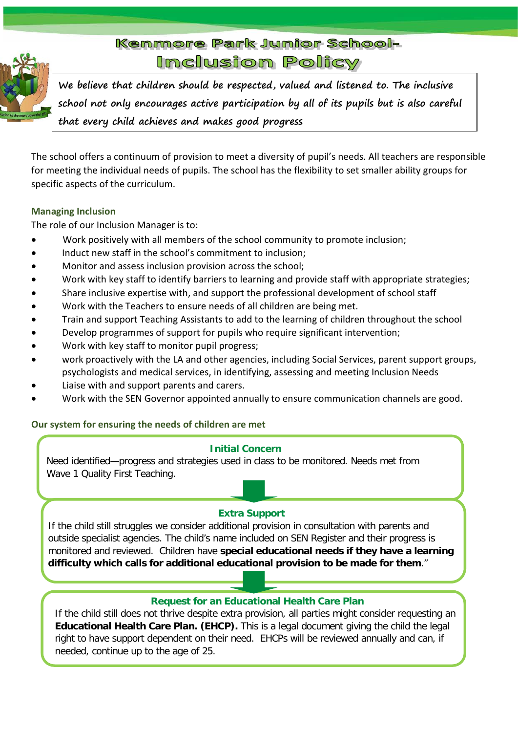# Kenmore Park Junior School- Inclusion Policy

*We believe that children should be respected, valued and listened to. The inclusive school not only encourages active participation by all of its pupils but is also careful that every child achieves and makes good progress*

The school offers a continuum of provision to meet a diversity of pupil's needs. All teachers are responsible for meeting the individual needs of pupils. The school has the flexibility to set smaller ability groups for specific aspects of the curriculum.

### Managing Inclusion

The role of our Inclusion Manager is to:

- Work positively with all members of the school community to promote inclusion;
- Induct new staff in the school's commitment to inclusion;
- Monitor and assess inclusion provision across the school;
- Work with key staff to identify barriers to learning and provide staff with appropriate strategies;
- Share inclusive expertise with, and support the professional development of school staff
- Work with the Teachers to ensure needs of all children are being met.
- Train and support Teaching Assistants to add to the learning of children throughout the school
- Develop programmes of support for pupils who require significant intervention;
- Work with key staff to monitor pupil progress;
- work proactively with the LA and other agencies, including Social Services, parent support groups, psychologists and medical services, in identifying, assessing and meeting Inclusion Needs
- Liaise with and support parents and carers.
- Work with the SEN Governor appointed annually to ensure communication channels are good.

### Our system for ensuring the needs of children are met

**Initial Concern**

Need identified—progress and strategies used in class to be monitored. Needs met from Wave 1 Quality First Teaching.

**Extra Support**

If the child still struggles we consider additional provision in consultation with parents and outside specialist agencies. The child's name included on SEN Register and their progress is monitored and reviewed. Children have **special educational needs if they have a learning difficulty which calls for additional educational provision to be made for them**."

**Request for an Educational Health Care Plan**

If the child still does not thrive despite extra provision, all parties might consider requesting an **Educational Health Care Plan. (EHCP).** This is a legal document giving the child the legal right to have support dependent on their need. EHCPs will be reviewed annually and can, if needed, continue up to the age of 25.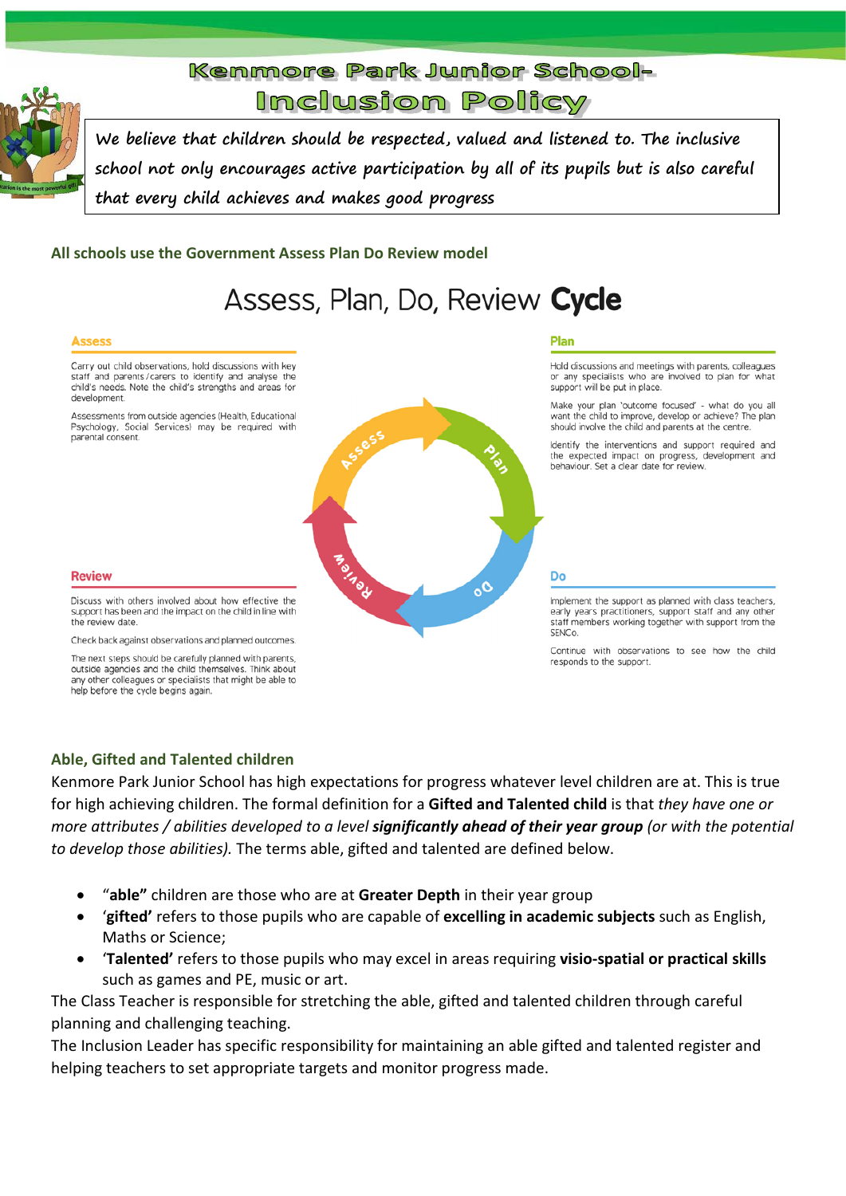# Kenmore Park Junior School- Inclusion Policy

*We believe that children should be respected, valued and listened to. The inclusive school not only encourages active participation by all of its pupils but is also careful that every child achieves and makes good progress*

### All schools use the Government Assess Plan Do Review model

## Assess, Plan, Do, Review **Cycle**

**Assess**

Carry out child observations, hold discussions with key staff and parents/carers to identify and analyse the child's needs. Note the child's strengths and areas for development.

Assessments from outside agencies (Health, Educational Psychology, Social Services) may be required with parental consent.

**Plan**

Hold discussions and meetings with parents, colleagues or any specialists who are involved to plan for what support will be put in place.

Make your plan 'outcome focused' - what do you all want the child to improve, develop or achieve? The plan should involve the child and parents at the centre.

Identify the interventions and support required and the expected impact on progress, development and behaviour. Set a clear date for review.

**Do**

Implement the support as planned with class teachers, early years practitioners, support staff and any other staff members working together with support from the SENCo.

Continue with observations to see how the child responds to the support.

**Review**

Discuss with others involved about how effective the support has been and the impact on the child in line with the review date.

Check back against observations and planned outcomes.

The next steps should be carefully planned with parents, outside agencies and the child themselves. Think about any other colleagues or specialists that might be able to help before the cycle begins again.

### Able, Gifted and Talented children

Kenmore Park Junior School has high expectations for progress whatever level children are at. This is true for high achieving children. The formal definition for a **Gifted and Talented child** is that *they have one or more attributes / abilities developed to a level* ***significantly ahead of their year group*** *(or with the potential to develop those abilities).* The terms able, gifted and talented are defined below.

- "**able"** children are those who are at **Greater Depth** in their year group
- '**gifted'** refers to those pupils who are capable of **excelling in academic subjects** such as English, Maths or Science;
- '**Talented'** refers to those pupils who may excel in areas requiring **visio-spatial or practical skills** such as games and PE, music or art.

The Class Teacher is responsible for stretching the able, gifted and talented children through careful planning and challenging teaching.

The Inclusion Leader has specific responsibility for maintaining an able gifted and talented register and helping teachers to set appropriate targets and monitor progress made.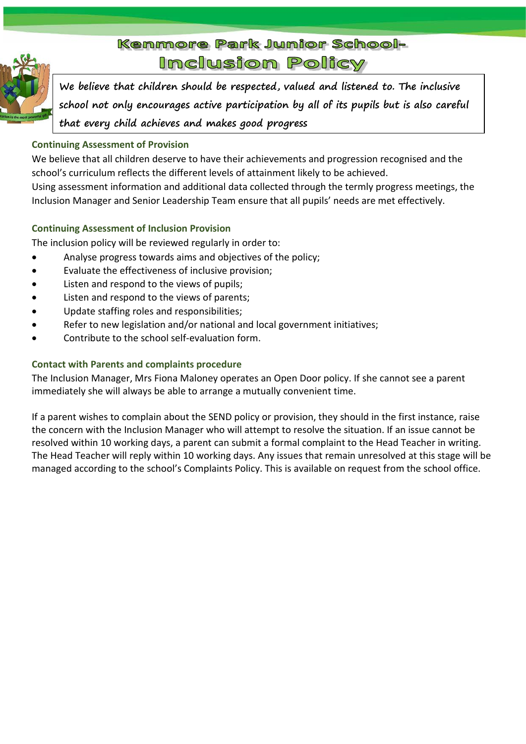# Kenmore Park Junior School- Inclusion Policy

*We believe that children should be respected, valued and listened to. The inclusive school not only encourages active participation by all of its pupils but is also careful that every child achieves and makes good progress*

### Continuing Assessment of Provision

We believe that all children deserve to have their achievements and progression recognised and the school's curriculum reflects the different levels of attainment likely to be achieved.

Using assessment information and additional data collected through the termly progress meetings, the Inclusion Manager and Senior Leadership Team ensure that all pupils' needs are met effectively.

### Continuing Assessment of Inclusion Provision

The inclusion policy will be reviewed regularly in order to:

- Analyse progress towards aims and objectives of the policy;
- Evaluate the effectiveness of inclusive provision;
- Listen and respond to the views of pupils;
- Listen and respond to the views of parents;
- Update staffing roles and responsibilities;
- Refer to new legislation and/or national and local government initiatives;
- Contribute to the school self-evaluation form.

### Contact with Parents and complaints procedure

The Inclusion Manager, Mrs Fiona Maloney operates an Open Door policy. If she cannot see a parent immediately she will always be able to arrange a mutually convenient time.

If a parent wishes to complain about the SEND policy or provision, they should in the first instance, raise the concern with the Inclusion Manager who will attempt to resolve the situation. If an issue cannot be resolved within 10 working days, a parent can submit a formal complaint to the Head Teacher in writing. The Head Teacher will reply within 10 working days. Any issues that remain unresolved at this stage will be managed according to the school's Complaints Policy. This is available on request from the school office.